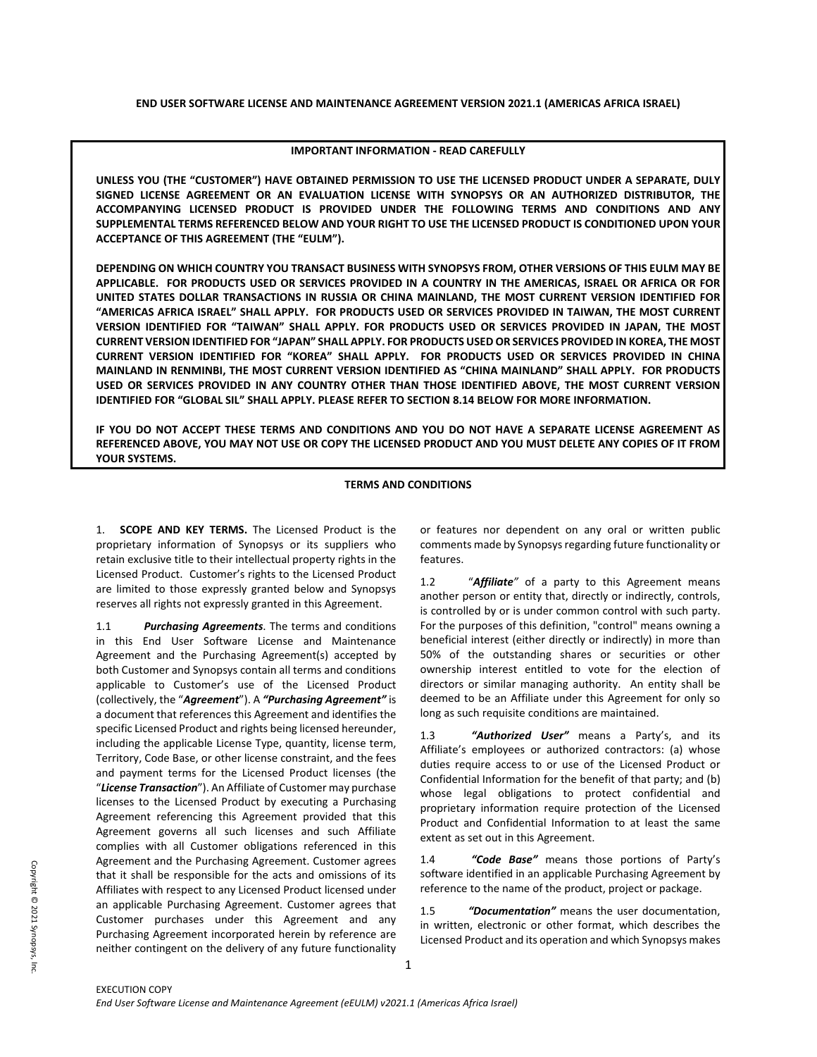**END USER SOFTWARE LICENSE AND MAINTENANCE AGREEMENT VERSION 2021.1 (AMERICAS AFRICA ISRAEL)**

**IMPORTANT INFORMATION - READ CAREFULLY**

**UNLESS YOU (THE "CUSTOMER") HAVE OBTAINED PERMISSION TO USE THE LICENSED PRODUCT UNDER A SEPARATE, DULY SIGNED LICENSE AGREEMENT OR AN EVALUATION LICENSE WITH SYNOPSYS OR AN AUTHORIZED DISTRIBUTOR, THE ACCOMPANYING LICENSED PRODUCT IS PROVIDED UNDER THE FOLLOWING TERMS AND CONDITIONS AND ANY SUPPLEMENTAL TERMS REFERENCED BELOW AND YOUR RIGHT TO USE THE LICENSED PRODUCT IS CONDITIONED UPON YOUR ACCEPTANCE OF THIS AGREEMENT (THE "EULM").**

**DEPENDING ON WHICH COUNTRY YOU TRANSACT BUSINESS WITH SYNOPSYS FROM, OTHER VERSIONS OF THIS EULM MAY BE APPLICABLE. FOR PRODUCTS USED OR SERVICES PROVIDED IN A COUNTRY IN THE AMERICAS, ISRAEL OR AFRICA OR FOR UNITED STATES DOLLAR TRANSACTIONS IN RUSSIA OR CHINA MAINLAND, THE MOST CURRENT VERSION IDENTIFIED FOR "AMERICAS AFRICA ISRAEL" SHALL APPLY. FOR PRODUCTS USED OR SERVICES PROVIDED IN TAIWAN, THE MOST CURRENT VERSION IDENTIFIED FOR "TAIWAN" SHALL APPLY. FOR PRODUCTS USED OR SERVICES PROVIDED IN JAPAN, THE MOST CURRENT VERSION IDENTIFIED FOR "JAPAN" SHALL APPLY. FOR PRODUCTS USED OR SERVICES PROVIDED IN KOREA, THE MOST CURRENT VERSION IDENTIFIED FOR "KOREA" SHALL APPLY. FOR PRODUCTS USED OR SERVICES PROVIDED IN CHINA MAINLAND IN RENMINBI, THE MOST CURRENT VERSION IDENTIFIED AS "CHINA MAINLAND" SHALL APPLY. FOR PRODUCTS USED OR SERVICES PROVIDED IN ANY COUNTRY OTHER THAN THOSE IDENTIFIED ABOVE, THE MOST CURRENT VERSION IDENTIFIED FOR "GLOBAL SIL" SHALL APPLY. PLEASE REFER TO SECTION 8.14 BELOW FOR MORE INFORMATION.**

**IF YOU DO NOT ACCEPT THESE TERMS AND CONDITIONS AND YOU DO NOT HAVE A SEPARATE LICENSE AGREEMENT AS REFERENCED ABOVE, YOU MAY NOT USE OR COPY THE LICENSED PRODUCT AND YOU MUST DELETE ANY COPIES OF IT FROM YOUR SYSTEMS.**

**TERMS AND CONDITIONS**

1. **SCOPE AND KEY TERMS.** The Licensed Product is the proprietary information of Synopsys or its suppliers who retain exclusive title to their intellectual property rights in the Licensed Product. Customer's rights to the Licensed Product are limited to those expressly granted below and Synopsys reserves all rights not expressly granted in this Agreement.

1.1 ***Purchasing Agreements***. The terms and conditions in this End User Software License and Maintenance Agreement and the Purchasing Agreement(s) accepted by both Customer and Synopsys contain all terms and conditions applicable to Customer's use of the Licensed Product (collectively, the "***Agreement***"). A ***"Purchasing Agreement"*** is a document that references this Agreement and identifies the specific Licensed Product and rights being licensed hereunder, including the applicable License Type, quantity, license term, Territory, Code Base, or other license constraint, and the fees and payment terms for the Licensed Product licenses (the "***License Transaction***"). An Affiliate of Customer may purchase licenses to the Licensed Product by executing a Purchasing Agreement referencing this Agreement provided that this Agreement governs all such licenses and such Affiliate complies with all Customer obligations referenced in this Agreement and the Purchasing Agreement. Customer agrees that it shall be responsible for the acts and omissions of its Affiliates with respect to any Licensed Product licensed under an applicable Purchasing Agreement. Customer agrees that Customer purchases under this Agreement and any Purchasing Agreement incorporated herein by reference are neither contingent on the delivery of any future functionality or features nor dependent on any oral or written public comments made by Synopsys regarding future functionality or features.

1.2 "***Affiliate***" of a party to this Agreement means another person or entity that, directly or indirectly, controls, is controlled by or is under common control with such party. For the purposes of this definition, "control" means owning a beneficial interest (either directly or indirectly) in more than 50% of the outstanding shares or securities or other ownership interest entitled to vote for the election of directors or similar managing authority. An entity shall be deemed to be an Affiliate under this Agreement for only so long as such requisite conditions are maintained.

1.3 ***"Authorized User"*** means a Party's, and its Affiliate's employees or authorized contractors: (a) whose duties require access to or use of the Licensed Product or Confidential Information for the benefit of that party; and (b) whose legal obligations to protect confidential and proprietary information require protection of the Licensed Product and Confidential Information to at least the same extent as set out in this Agreement.

1.4 ***"Code Base"*** means those portions of Party's software identified in an applicable Purchasing Agreement by reference to the name of the product, project or package.

1.5 ***"Documentation"*** means the user documentation, in written, electronic or other format, which describes the Licensed Product and its operation and which Synopsys makes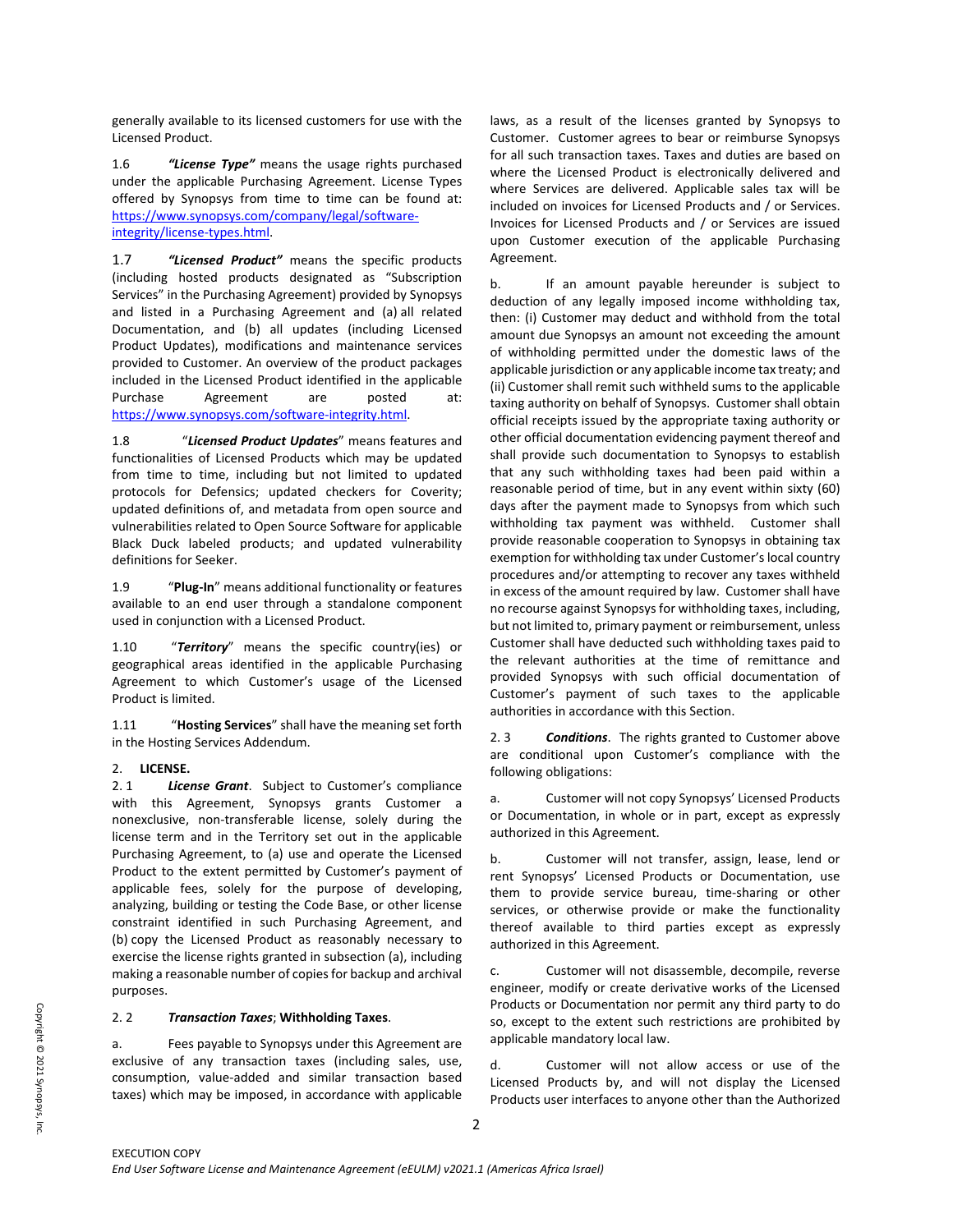generally available to its licensed customers for use with the Licensed Product.

1.6 ***"License Type"*** means the usage rights purchased under the applicable Purchasing Agreement. License Types offered by Synopsys from time to time can be found at: https://www.synopsys.com/company/legal/software-integrity/license-types.html.

1.7 ***"Licensed Product"*** means the specific products (including hosted products designated as "Subscription Services" in the Purchasing Agreement) provided by Synopsys and listed in a Purchasing Agreement and (a) all related Documentation, and (b) all updates (including Licensed Product Updates), modifications and maintenance services provided to Customer. An overview of the product packages included in the Licensed Product identified in the applicable Purchase Agreement are posted at: https://www.synopsys.com/software-integrity.html.

1.8 "***Licensed Product Updates***" means features and functionalities of Licensed Products which may be updated from time to time, including but not limited to updated protocols for Defensics; updated checkers for Coverity; updated definitions of, and metadata from open source and vulnerabilities related to Open Source Software for applicable Black Duck labeled products; and updated vulnerability definitions for Seeker.

1.9 "**Plug-In**" means additional functionality or features available to an end user through a standalone component used in conjunction with a Licensed Product.

1.10 "***Territory***" means the specific country(ies) or geographical areas identified in the applicable Purchasing Agreement to which Customer's usage of the Licensed Product is limited.

1.11 "**Hosting Services**" shall have the meaning set forth in the Hosting Services Addendum.

2. **LICENSE.**

2.1 ***License Grant***. Subject to Customer's compliance with this Agreement, Synopsys grants Customer a nonexclusive, non-transferable license, solely during the license term and in the Territory set out in the applicable Purchasing Agreement, to (a) use and operate the Licensed Product to the extent permitted by Customer's payment of applicable fees, solely for the purpose of developing, analyzing, building or testing the Code Base, or other license constraint identified in such Purchasing Agreement, and (b) copy the Licensed Product as reasonably necessary to exercise the license rights granted in subsection (a), including making a reasonable number of copies for backup and archival purposes.

2.2 ***Transaction Taxes***; **Withholding Taxes**.

a. Fees payable to Synopsys under this Agreement are exclusive of any transaction taxes (including sales, use, consumption, value-added and similar transaction based taxes) which may be imposed, in accordance with applicable laws, as a result of the licenses granted by Synopsys to Customer. Customer agrees to bear or reimburse Synopsys for all such transaction taxes. Taxes and duties are based on where the Licensed Product is electronically delivered and where Services are delivered. Applicable sales tax will be included on invoices for Licensed Products and / or Services. Invoices for Licensed Products and / or Services are issued upon Customer execution of the applicable Purchasing Agreement.

b. If an amount payable hereunder is subject to deduction of any legally imposed income withholding tax, then: (i) Customer may deduct and withhold from the total amount due Synopsys an amount not exceeding the amount of withholding permitted under the domestic laws of the applicable jurisdiction or any applicable income tax treaty; and (ii) Customer shall remit such withheld sums to the applicable taxing authority on behalf of Synopsys. Customer shall obtain official receipts issued by the appropriate taxing authority or other official documentation evidencing payment thereof and shall provide such documentation to Synopsys to establish that any such withholding taxes had been paid within a reasonable period of time, but in any event within sixty (60) days after the payment made to Synopsys from which such withholding tax payment was withheld. Customer shall provide reasonable cooperation to Synopsys in obtaining tax exemption for withholding tax under Customer's local country procedures and/or attempting to recover any taxes withheld in excess of the amount required by law. Customer shall have no recourse against Synopsys for withholding taxes, including, but not limited to, primary payment or reimbursement, unless Customer shall have deducted such withholding taxes paid to the relevant authorities at the time of remittance and provided Synopsys with such official documentation of Customer's payment of such taxes to the applicable authorities in accordance with this Section.

2.3 ***Conditions***. The rights granted to Customer above are conditional upon Customer's compliance with the following obligations:

a. Customer will not copy Synopsys' Licensed Products or Documentation, in whole or in part, except as expressly authorized in this Agreement.

b. Customer will not transfer, assign, lease, lend or rent Synopsys' Licensed Products or Documentation, use them to provide service bureau, time-sharing or other services, or otherwise provide or make the functionality thereof available to third parties except as expressly authorized in this Agreement.

c. Customer will not disassemble, decompile, reverse engineer, modify or create derivative works of the Licensed Products or Documentation nor permit any third party to do so, except to the extent such restrictions are prohibited by applicable mandatory local law.

d. Customer will not allow access or use of the Licensed Products by, and will not display the Licensed Products user interfaces to anyone other than the Authorized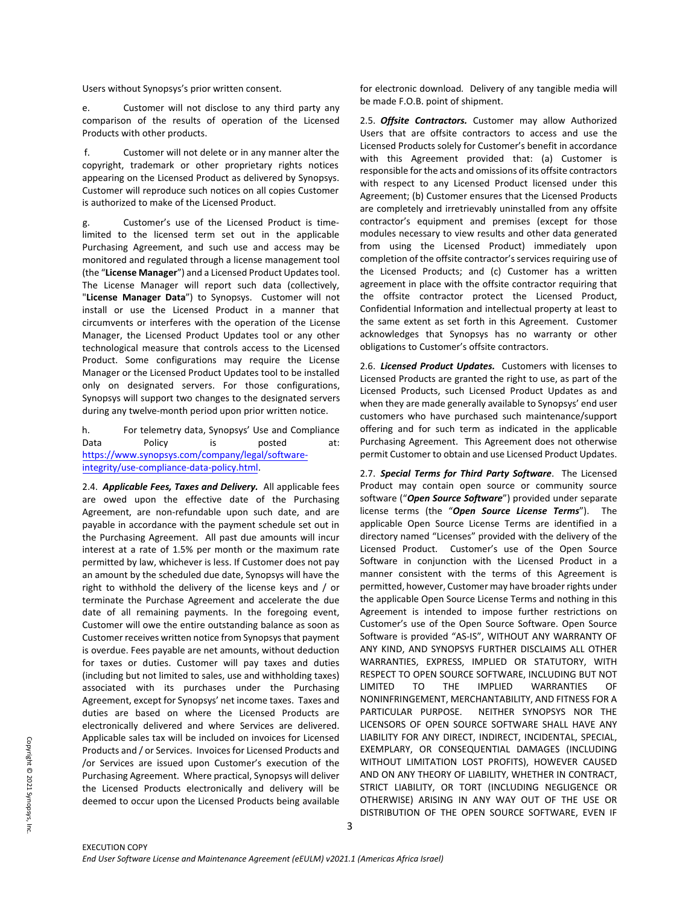Users without Synopsys's prior written consent.

e. Customer will not disclose to any third party any comparison of the results of operation of the Licensed Products with other products.

f. Customer will not delete or in any manner alter the copyright, trademark or other proprietary rights notices appearing on the Licensed Product as delivered by Synopsys. Customer will reproduce such notices on all copies Customer is authorized to make of the Licensed Product.

g. Customer's use of the Licensed Product is time-limited to the licensed term set out in the applicable Purchasing Agreement, and such use and access may be monitored and regulated through a license management tool (the "**License Manager**") and a Licensed Product Updates tool. The License Manager will report such data (collectively, "**License Manager Data**") to Synopsys. Customer will not install or use the Licensed Product in a manner that circumvents or interferes with the operation of the License Manager, the Licensed Product Updates tool or any other technological measure that controls access to the Licensed Product. Some configurations may require the License Manager or the Licensed Product Updates tool to be installed only on designated servers. For those configurations, Synopsys will support two changes to the designated servers during any twelve-month period upon prior written notice.

h. For telemetry data, Synopsys' Use and Compliance Data Policy is posted at: https://www.synopsys.com/company/legal/software-integrity/use-compliance-data-policy.html.

2.4. ***Applicable Fees, Taxes and Delivery.*** All applicable fees are owed upon the effective date of the Purchasing Agreement, are non-refundable upon such date, and are payable in accordance with the payment schedule set out in the Purchasing Agreement. All past due amounts will incur interest at a rate of 1.5% per month or the maximum rate permitted by law, whichever is less. If Customer does not pay an amount by the scheduled due date, Synopsys will have the right to withhold the delivery of the license keys and / or terminate the Purchase Agreement and accelerate the due date of all remaining payments. In the foregoing event, Customer will owe the entire outstanding balance as soon as Customer receives written notice from Synopsys that payment is overdue. Fees payable are net amounts, without deduction for taxes or duties. Customer will pay taxes and duties (including but not limited to sales, use and withholding taxes) associated with its purchases under the Purchasing Agreement, except for Synopsys' net income taxes. Taxes and duties are based on where the Licensed Products are electronically delivered and where Services are delivered. Applicable sales tax will be included on invoices for Licensed Products and / or Services. Invoices for Licensed Products and /or Services are issued upon Customer's execution of the Purchasing Agreement. Where practical, Synopsys will deliver the Licensed Products electronically and delivery will be deemed to occur upon the Licensed Products being available for electronic download. Delivery of any tangible media will be made F.O.B. point of shipment.

2.5. ***Offsite Contractors.*** Customer may allow Authorized Users that are offsite contractors to access and use the Licensed Products solely for Customer's benefit in accordance with this Agreement provided that: (a) Customer is responsible for the acts and omissions of its offsite contractors with respect to any Licensed Product licensed under this Agreement; (b) Customer ensures that the Licensed Products are completely and irretrievably uninstalled from any offsite contractor's equipment and premises (except for those modules necessary to view results and other data generated from using the Licensed Product) immediately upon completion of the offsite contractor's services requiring use of the Licensed Products; and (c) Customer has a written agreement in place with the offsite contractor requiring that the offsite contractor protect the Licensed Product, Confidential Information and intellectual property at least to the same extent as set forth in this Agreement. Customer acknowledges that Synopsys has no warranty or other obligations to Customer's offsite contractors.

2.6. ***Licensed Product Updates.*** Customers with licenses to Licensed Products are granted the right to use, as part of the Licensed Products, such Licensed Product Updates as and when they are made generally available to Synopsys' end user customers who have purchased such maintenance/support offering and for such term as indicated in the applicable Purchasing Agreement. This Agreement does not otherwise permit Customer to obtain and use Licensed Product Updates.

2.7. ***Special Terms for Third Party Software***. The Licensed Product may contain open source or community source software ("***Open Source Software***") provided under separate license terms (the "***Open Source License Terms***"). The applicable Open Source License Terms are identified in a directory named "Licenses" provided with the delivery of the Licensed Product. Customer's use of the Open Source Software in conjunction with the Licensed Product in a manner consistent with the terms of this Agreement is permitted, however, Customer may have broader rights under the applicable Open Source License Terms and nothing in this Agreement is intended to impose further restrictions on Customer's use of the Open Source Software. Open Source Software is provided "AS-IS", WITHOUT ANY WARRANTY OF ANY KIND, AND SYNOPSYS FURTHER DISCLAIMS ALL OTHER WARRANTIES, EXPRESS, IMPLIED OR STATUTORY, WITH RESPECT TO OPEN SOURCE SOFTWARE, INCLUDING BUT NOT LIMITED TO THE IMPLIED WARRANTIES OF NONINFRINGEMENT, MERCHANTABILITY, AND FITNESS FOR A PARTICULAR PURPOSE. NEITHER SYNOPSYS NOR THE LICENSORS OF OPEN SOURCE SOFTWARE SHALL HAVE ANY LIABILITY FOR ANY DIRECT, INDIRECT, INCIDENTAL, SPECIAL, EXEMPLARY, OR CONSEQUENTIAL DAMAGES (INCLUDING WITHOUT LIMITATION LOST PROFITS), HOWEVER CAUSED AND ON ANY THEORY OF LIABILITY, WHETHER IN CONTRACT, STRICT LIABILITY, OR TORT (INCLUDING NEGLIGENCE OR OTHERWISE) ARISING IN ANY WAY OUT OF THE USE OR DISTRIBUTION OF THE OPEN SOURCE SOFTWARE, EVEN IF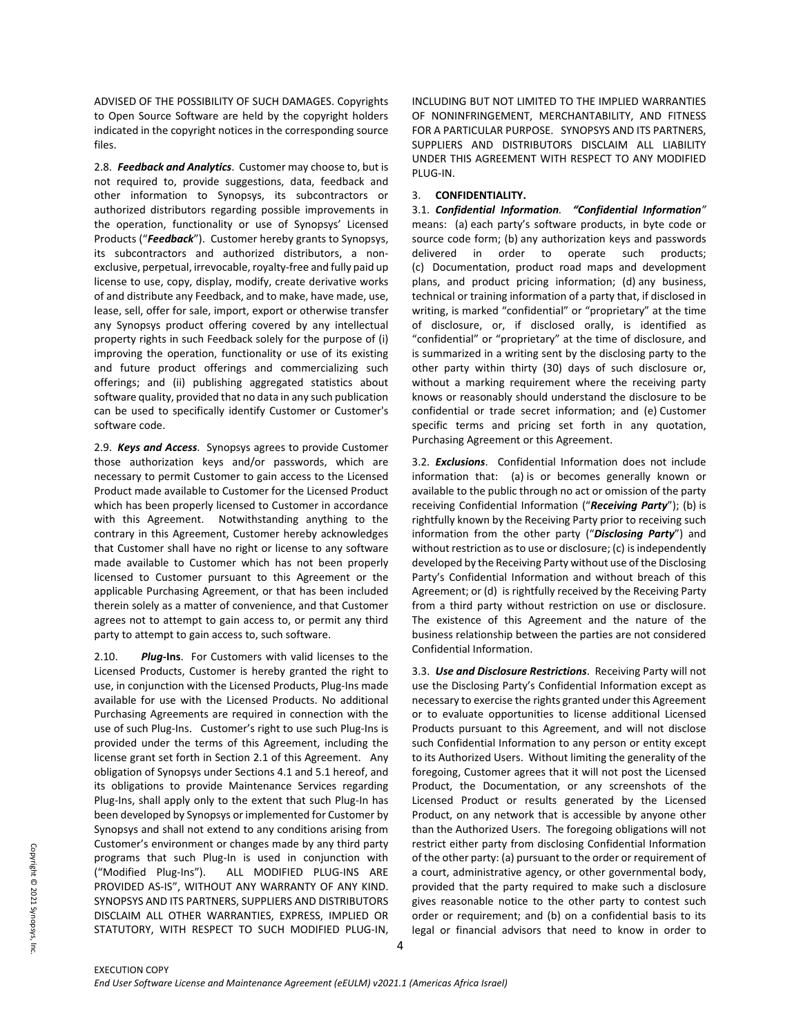ADVISED OF THE POSSIBILITY OF SUCH DAMAGES. Copyrights to Open Source Software are held by the copyright holders indicated in the copyright notices in the corresponding source files.

2.8. ***Feedback and Analytics***. Customer may choose to, but is not required to, provide suggestions, data, feedback and other information to Synopsys, its subcontractors or authorized distributors regarding possible improvements in the operation, functionality or use of Synopsys' Licensed Products ("***Feedback***"). Customer hereby grants to Synopsys, its subcontractors and authorized distributors, a non-exclusive, perpetual, irrevocable, royalty-free and fully paid up license to use, copy, display, modify, create derivative works of and distribute any Feedback, and to make, have made, use, lease, sell, offer for sale, import, export or otherwise transfer any Synopsys product offering covered by any intellectual property rights in such Feedback solely for the purpose of (i) improving the operation, functionality or use of its existing and future product offerings and commercializing such offerings; and (ii) publishing aggregated statistics about software quality, provided that no data in any such publication can be used to specifically identify Customer or Customer's software code.

2.9. ***Keys and Access***. Synopsys agrees to provide Customer those authorization keys and/or passwords, which are necessary to permit Customer to gain access to the Licensed Product made available to Customer for the Licensed Product which has been properly licensed to Customer in accordance with this Agreement. Notwithstanding anything to the contrary in this Agreement, Customer hereby acknowledges that Customer shall have no right or license to any software made available to Customer which has not been properly licensed to Customer pursuant to this Agreement or the applicable Purchasing Agreement, or that has been included therein solely as a matter of convenience, and that Customer agrees not to attempt to gain access to, or permit any third party to attempt to gain access to, such software.

2.10. ***Plug*-Ins**. For Customers with valid licenses to the Licensed Products, Customer is hereby granted the right to use, in conjunction with the Licensed Products, Plug-Ins made available for use with the Licensed Products. No additional Purchasing Agreements are required in connection with the use of such Plug-Ins. Customer's right to use such Plug-Ins is provided under the terms of this Agreement, including the license grant set forth in Section 2.1 of this Agreement. Any obligation of Synopsys under Sections 4.1 and 5.1 hereof, and its obligations to provide Maintenance Services regarding Plug-Ins, shall apply only to the extent that such Plug-In has been developed by Synopsys or implemented for Customer by Synopsys and shall not extend to any conditions arising from Customer's environment or changes made by any third party programs that such Plug-In is used in conjunction with ("Modified Plug-Ins"). ALL MODIFIED PLUG-INS ARE PROVIDED AS-IS", WITHOUT ANY WARRANTY OF ANY KIND. SYNOPSYS AND ITS PARTNERS, SUPPLIERS AND DISTRIBUTORS DISCLAIM ALL OTHER WARRANTIES, EXPRESS, IMPLIED OR STATUTORY, WITH RESPECT TO SUCH MODIFIED PLUG-IN, INCLUDING BUT NOT LIMITED TO THE IMPLIED WARRANTIES OF NONINFRINGEMENT, MERCHANTABILITY, AND FITNESS FOR A PARTICULAR PURPOSE. SYNOPSYS AND ITS PARTNERS, SUPPLIERS AND DISTRIBUTORS DISCLAIM ALL LIABILITY UNDER THIS AGREEMENT WITH RESPECT TO ANY MODIFIED PLUG-IN.

## 3. CONFIDENTIALITY.

3.1. ***Confidential Information***. ***"Confidential Information"*** means: (a) each party's software products, in byte code or source code form; (b) any authorization keys and passwords delivered in order to operate such products; (c) Documentation, product road maps and development plans, and product pricing information; (d) any business, technical or training information of a party that, if disclosed in writing, is marked "confidential" or "proprietary" at the time of disclosure, or, if disclosed orally, is identified as "confidential" or "proprietary" at the time of disclosure, and is summarized in a writing sent by the disclosing party to the other party within thirty (30) days of such disclosure or, without a marking requirement where the receiving party knows or reasonably should understand the disclosure to be confidential or trade secret information; and (e) Customer specific terms and pricing set forth in any quotation, Purchasing Agreement or this Agreement.

3.2. ***Exclusions***. Confidential Information does not include information that: (a) is or becomes generally known or available to the public through no act or omission of the party receiving Confidential Information ("***Receiving Party***"); (b) is rightfully known by the Receiving Party prior to receiving such information from the other party ("***Disclosing Party***") and without restriction as to use or disclosure; (c) is independently developed by the Receiving Party without use of the Disclosing Party's Confidential Information and without breach of this Agreement; or (d) is rightfully received by the Receiving Party from a third party without restriction on use or disclosure. The existence of this Agreement and the nature of the business relationship between the parties are not considered Confidential Information.

3.3. ***Use and Disclosure Restrictions***. Receiving Party will not use the Disclosing Party's Confidential Information except as necessary to exercise the rights granted under this Agreement or to evaluate opportunities to license additional Licensed Products pursuant to this Agreement, and will not disclose such Confidential Information to any person or entity except to its Authorized Users. Without limiting the generality of the foregoing, Customer agrees that it will not post the Licensed Product, the Documentation, or any screenshots of the Licensed Product or results generated by the Licensed Product, on any network that is accessible by anyone other than the Authorized Users. The foregoing obligations will not restrict either party from disclosing Confidential Information of the other party: (a) pursuant to the order or requirement of a court, administrative agency, or other governmental body, provided that the party required to make such a disclosure gives reasonable notice to the other party to contest such order or requirement; and (b) on a confidential basis to its legal or financial advisors that need to know in order to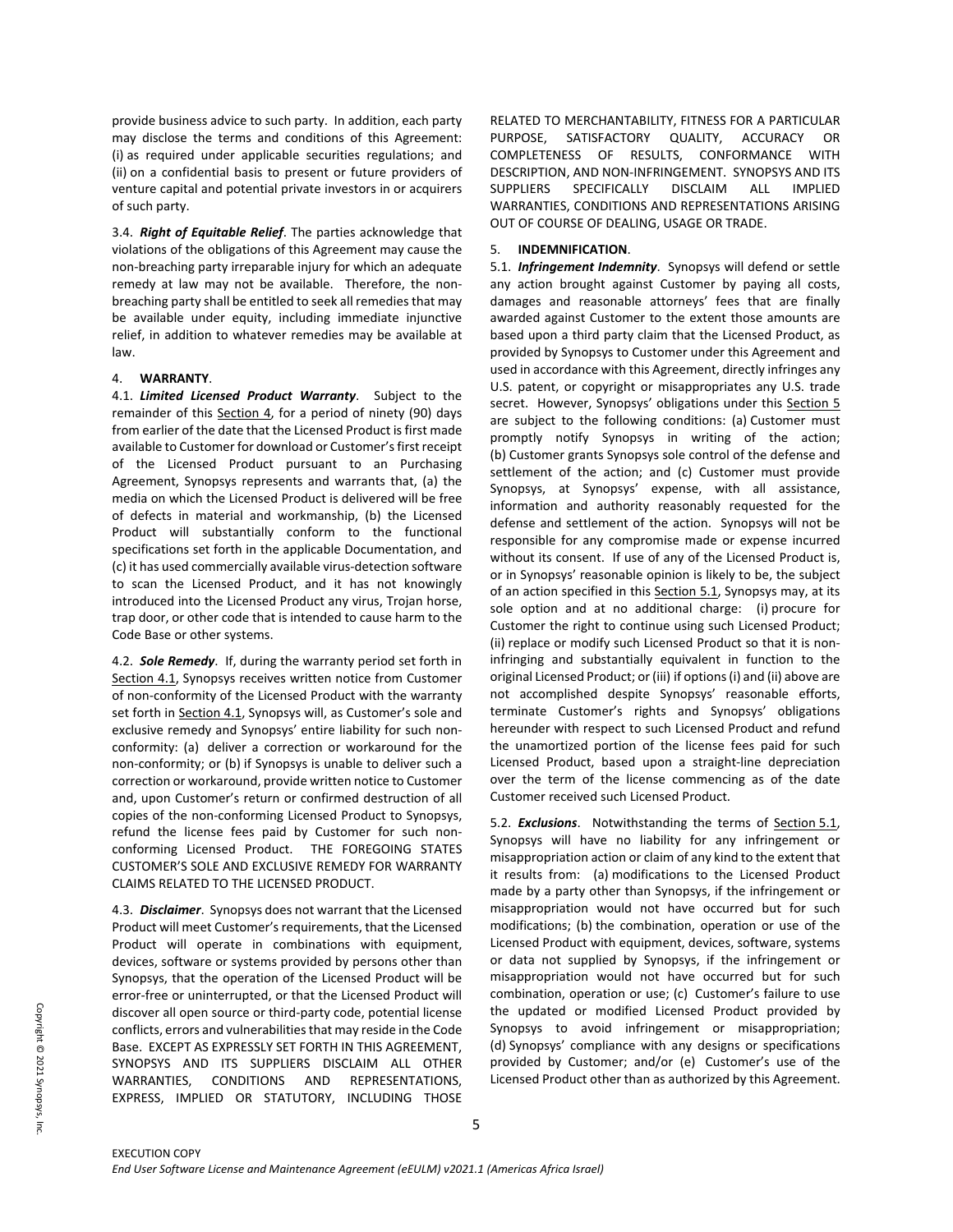provide business advice to such party. In addition, each party may disclose the terms and conditions of this Agreement: (i) as required under applicable securities regulations; and (ii) on a confidential basis to present or future providers of venture capital and potential private investors in or acquirers of such party.

3.4. ***Right of Equitable Relief***. The parties acknowledge that violations of the obligations of this Agreement may cause the non-breaching party irreparable injury for which an adequate remedy at law may not be available. Therefore, the non-breaching party shall be entitled to seek all remedies that may be available under equity, including immediate injunctive relief, in addition to whatever remedies may be available at law.

## 4. WARRANTY.

4.1. ***Limited Licensed Product Warranty***. Subject to the remainder of this Section 4, for a period of ninety (90) days from earlier of the date that the Licensed Product is first made available to Customer for download or Customer's first receipt of the Licensed Product pursuant to an Purchasing Agreement, Synopsys represents and warrants that, (a) the media on which the Licensed Product is delivered will be free of defects in material and workmanship, (b) the Licensed Product will substantially conform to the functional specifications set forth in the applicable Documentation, and (c) it has used commercially available virus-detection software to scan the Licensed Product, and it has not knowingly introduced into the Licensed Product any virus, Trojan horse, trap door, or other code that is intended to cause harm to the Code Base or other systems.

4.2. ***Sole Remedy***. If, during the warranty period set forth in Section 4.1, Synopsys receives written notice from Customer of non-conformity of the Licensed Product with the warranty set forth in Section 4.1, Synopsys will, as Customer's sole and exclusive remedy and Synopsys' entire liability for such non-conformity: (a) deliver a correction or workaround for the non-conformity; or (b) if Synopsys is unable to deliver such a correction or workaround, provide written notice to Customer and, upon Customer's return or confirmed destruction of all copies of the non-conforming Licensed Product to Synopsys, refund the license fees paid by Customer for such non-conforming Licensed Product. THE FOREGOING STATES CUSTOMER'S SOLE AND EXCLUSIVE REMEDY FOR WARRANTY CLAIMS RELATED TO THE LICENSED PRODUCT.

4.3. ***Disclaimer***. Synopsys does not warrant that the Licensed Product will meet Customer's requirements, that the Licensed Product will operate in combinations with equipment, devices, software or systems provided by persons other than Synopsys, that the operation of the Licensed Product will be error-free or uninterrupted, or that the Licensed Product will discover all open source or third-party code, potential license conflicts, errors and vulnerabilities that may reside in the Code Base. EXCEPT AS EXPRESSLY SET FORTH IN THIS AGREEMENT, SYNOPSYS AND ITS SUPPLIERS DISCLAIM ALL OTHER WARRANTIES, CONDITIONS AND REPRESENTATIONS, EXPRESS, IMPLIED OR STATUTORY, INCLUDING THOSE RELATED TO MERCHANTABILITY, FITNESS FOR A PARTICULAR PURPOSE, SATISFACTORY QUALITY, ACCURACY OR COMPLETENESS OF RESULTS, CONFORMANCE WITH DESCRIPTION, AND NON-INFRINGEMENT. SYNOPSYS AND ITS SUPPLIERS SPECIFICALLY DISCLAIM ALL IMPLIED WARRANTIES, CONDITIONS AND REPRESENTATIONS ARISING OUT OF COURSE OF DEALING, USAGE OR TRADE.

## 5. INDEMNIFICATION.

5.1. ***Infringement Indemnity***. Synopsys will defend or settle any action brought against Customer by paying all costs, damages and reasonable attorneys' fees that are finally awarded against Customer to the extent those amounts are based upon a third party claim that the Licensed Product, as provided by Synopsys to Customer under this Agreement and used in accordance with this Agreement, directly infringes any U.S. patent, or copyright or misappropriates any U.S. trade secret. However, Synopsys' obligations under this Section 5 are subject to the following conditions: (a) Customer must promptly notify Synopsys in writing of the action; (b) Customer grants Synopsys sole control of the defense and settlement of the action; and (c) Customer must provide Synopsys, at Synopsys' expense, with all assistance, information and authority reasonably requested for the defense and settlement of the action. Synopsys will not be responsible for any compromise made or expense incurred without its consent. If use of any of the Licensed Product is, or in Synopsys' reasonable opinion is likely to be, the subject of an action specified in this Section 5.1, Synopsys may, at its sole option and at no additional charge: (i) procure for Customer the right to continue using such Licensed Product; (ii) replace or modify such Licensed Product so that it is non-infringing and substantially equivalent in function to the original Licensed Product; or (iii) if options (i) and (ii) above are not accomplished despite Synopsys' reasonable efforts, terminate Customer's rights and Synopsys' obligations hereunder with respect to such Licensed Product and refund the unamortized portion of the license fees paid for such Licensed Product, based upon a straight-line depreciation over the term of the license commencing as of the date Customer received such Licensed Product.

5.2. ***Exclusions***. Notwithstanding the terms of Section 5.1, Synopsys will have no liability for any infringement or misappropriation action or claim of any kind to the extent that it results from: (a) modifications to the Licensed Product made by a party other than Synopsys, if the infringement or misappropriation would not have occurred but for such modifications; (b) the combination, operation or use of the Licensed Product with equipment, devices, software, systems or data not supplied by Synopsys, if the infringement or misappropriation would not have occurred but for such combination, operation or use; (c) Customer's failure to use the updated or modified Licensed Product provided by Synopsys to avoid infringement or misappropriation; (d) Synopsys' compliance with any designs or specifications provided by Customer; and/or (e) Customer's use of the Licensed Product other than as authorized by this Agreement.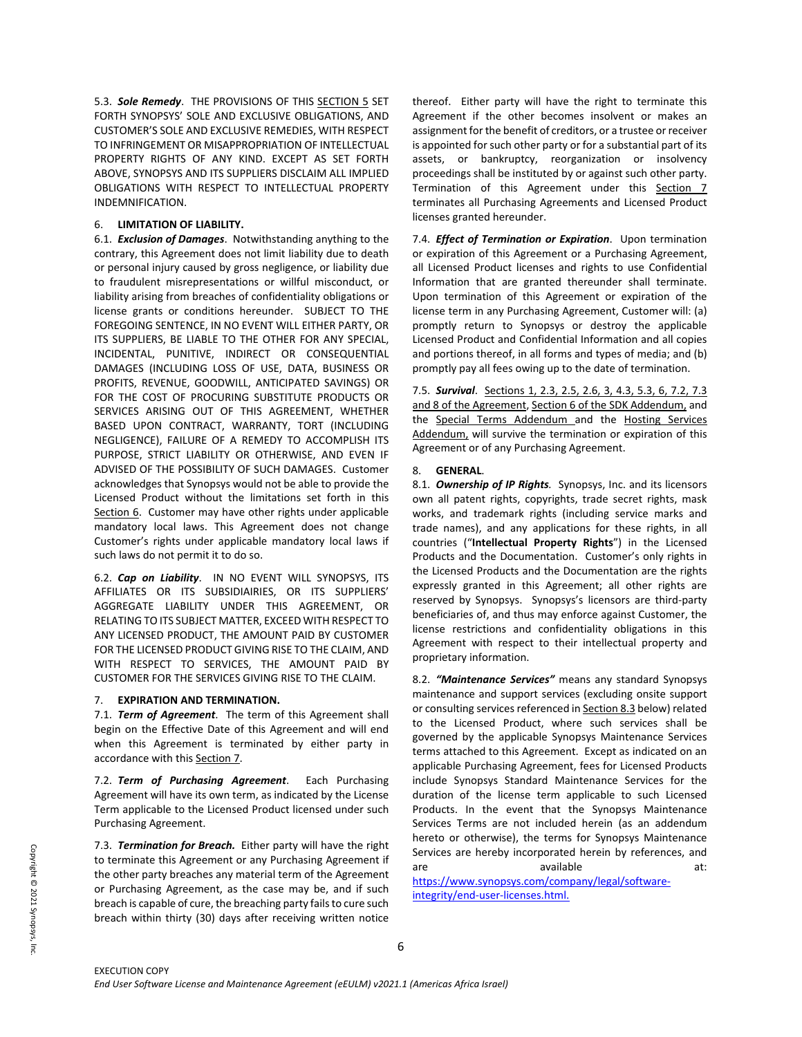5.3. ***Sole Remedy***. THE PROVISIONS OF THIS SECTION 5 SET FORTH SYNOPSYS' SOLE AND EXCLUSIVE OBLIGATIONS, AND CUSTOMER'S SOLE AND EXCLUSIVE REMEDIES, WITH RESPECT TO INFRINGEMENT OR MISAPPROPRIATION OF INTELLECTUAL PROPERTY RIGHTS OF ANY KIND. EXCEPT AS SET FORTH ABOVE, SYNOPSYS AND ITS SUPPLIERS DISCLAIM ALL IMPLIED OBLIGATIONS WITH RESPECT TO INTELLECTUAL PROPERTY INDEMNIFICATION.

6. **LIMITATION OF LIABILITY.**

6.1. ***Exclusion of Damages***. Notwithstanding anything to the contrary, this Agreement does not limit liability due to death or personal injury caused by gross negligence, or liability due to fraudulent misrepresentations or willful misconduct, or liability arising from breaches of confidentiality obligations or license grants or conditions hereunder. SUBJECT TO THE FOREGOING SENTENCE, IN NO EVENT WILL EITHER PARTY, OR ITS SUPPLIERS, BE LIABLE TO THE OTHER FOR ANY SPECIAL, INCIDENTAL, PUNITIVE, INDIRECT OR CONSEQUENTIAL DAMAGES (INCLUDING LOSS OF USE, DATA, BUSINESS OR PROFITS, REVENUE, GOODWILL, ANTICIPATED SAVINGS) OR FOR THE COST OF PROCURING SUBSTITUTE PRODUCTS OR SERVICES ARISING OUT OF THIS AGREEMENT, WHETHER BASED UPON CONTRACT, WARRANTY, TORT (INCLUDING NEGLIGENCE), FAILURE OF A REMEDY TO ACCOMPLISH ITS PURPOSE, STRICT LIABILITY OR OTHERWISE, AND EVEN IF ADVISED OF THE POSSIBILITY OF SUCH DAMAGES. Customer acknowledges that Synopsys would not be able to provide the Licensed Product without the limitations set forth in this Section 6. Customer may have other rights under applicable mandatory local laws. This Agreement does not change Customer's rights under applicable mandatory local laws if such laws do not permit it to do so.

6.2. ***Cap on Liability***. IN NO EVENT WILL SYNOPSYS, ITS AFFILIATES OR ITS SUBSIDIAIRIES, OR ITS SUPPLIERS' AGGREGATE LIABILITY UNDER THIS AGREEMENT, OR RELATING TO ITS SUBJECT MATTER, EXCEED WITH RESPECT TO ANY LICENSED PRODUCT, THE AMOUNT PAID BY CUSTOMER FOR THE LICENSED PRODUCT GIVING RISE TO THE CLAIM, AND WITH RESPECT TO SERVICES, THE AMOUNT PAID BY CUSTOMER FOR THE SERVICES GIVING RISE TO THE CLAIM.

7. **EXPIRATION AND TERMINATION.**

7.1. ***Term of Agreement***. The term of this Agreement shall begin on the Effective Date of this Agreement and will end when this Agreement is terminated by either party in accordance with this Section 7.

7.2. ***Term of Purchasing Agreement***. Each Purchasing Agreement will have its own term, as indicated by the License Term applicable to the Licensed Product licensed under such Purchasing Agreement.

7.3. ***Termination for Breach.*** Either party will have the right to terminate this Agreement or any Purchasing Agreement if the other party breaches any material term of the Agreement or Purchasing Agreement, as the case may be, and if such breach is capable of cure, the breaching party fails to cure such breach within thirty (30) days after receiving written notice thereof. Either party will have the right to terminate this Agreement if the other becomes insolvent or makes an assignment for the benefit of creditors, or a trustee or receiver is appointed for such other party or for a substantial part of its assets, or bankruptcy, reorganization or insolvency proceedings shall be instituted by or against such other party. Termination of this Agreement under this Section 7 terminates all Purchasing Agreements and Licensed Product licenses granted hereunder.

7.4. ***Effect of Termination or Expiration***. Upon termination or expiration of this Agreement or a Purchasing Agreement, all Licensed Product licenses and rights to use Confidential Information that are granted thereunder shall terminate. Upon termination of this Agreement or expiration of the license term in any Purchasing Agreement, Customer will: (a) promptly return to Synopsys or destroy the applicable Licensed Product and Confidential Information and all copies and portions thereof, in all forms and types of media; and (b) promptly pay all fees owing up to the date of termination.

7.5. ***Survival***. Sections 1, 2.3, 2.5, 2.6, 3, 4.3, 5.3, 6, 7.2, 7.3 and 8 of the Agreement, Section 6 of the SDK Addendum, and the Special Terms Addendum and the Hosting Services Addendum, will survive the termination or expiration of this Agreement or of any Purchasing Agreement.

8. **GENERAL**.

8.1. ***Ownership of IP Rights****.* Synopsys, Inc. and its licensors own all patent rights, copyrights, trade secret rights, mask works, and trademark rights (including service marks and trade names), and any applications for these rights, in all countries ("**Intellectual Property Rights**") in the Licensed Products and the Documentation. Customer's only rights in the Licensed Products and the Documentation are the rights expressly granted in this Agreement; all other rights are reserved by Synopsys. Synopsys's licensors are third-party beneficiaries of, and thus may enforce against Customer, the license restrictions and confidentiality obligations in this Agreement with respect to their intellectual property and proprietary information.

8.2. ***"Maintenance Services"*** means any standard Synopsys maintenance and support services (excluding onsite support or consulting services referenced in Section 8.3 below) related to the Licensed Product, where such services shall be governed by the applicable Synopsys Maintenance Services terms attached to this Agreement. Except as indicated on an applicable Purchasing Agreement, fees for Licensed Products include Synopsys Standard Maintenance Services for the duration of the license term applicable to such Licensed Products. In the event that the Synopsys Maintenance Services Terms are not included herein (as an addendum hereto or otherwise), the terms for Synopsys Maintenance Services are hereby incorporated herein by references, and are available at: https://www.synopsys.com/company/legal/software-integrity/end-user-licenses.html.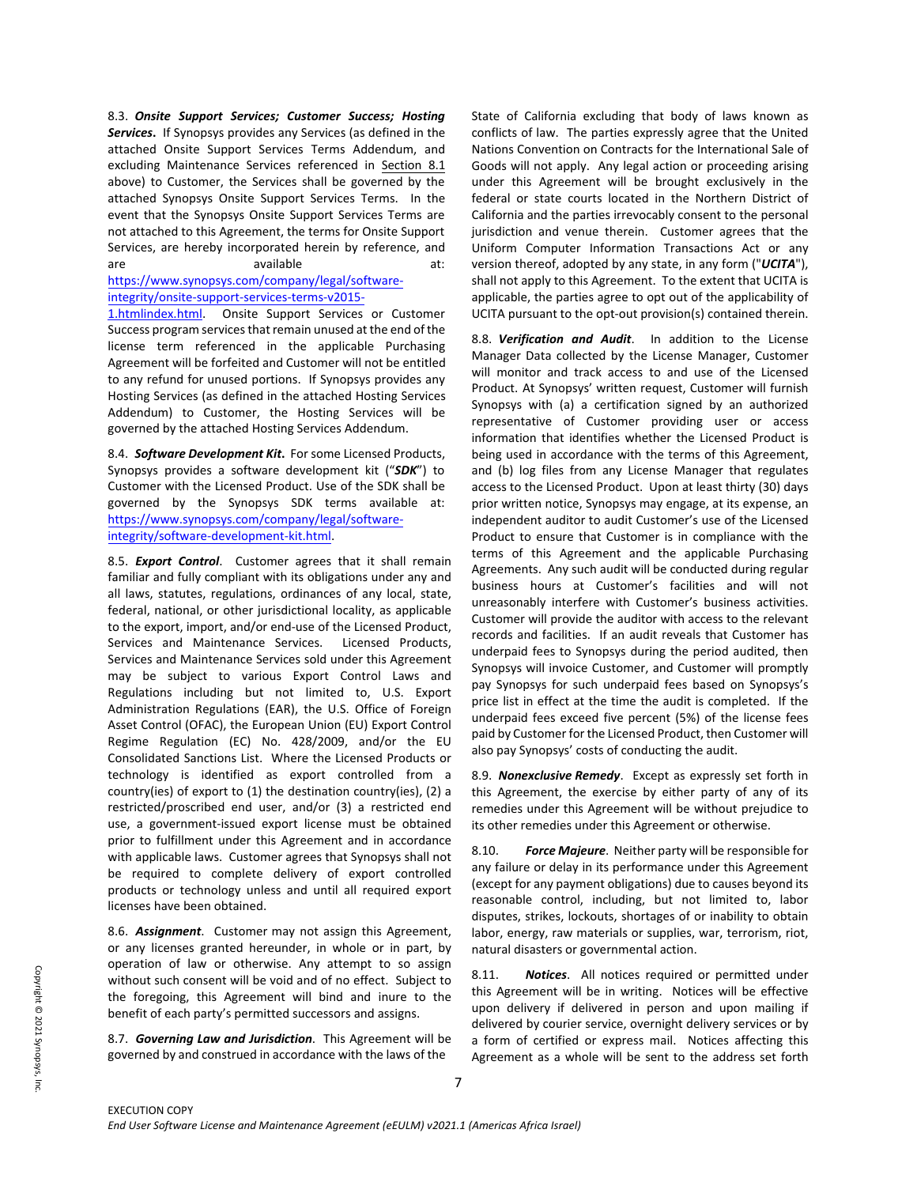8.3. ***Onsite Support Services; Customer Success; Hosting Services.*** If Synopsys provides any Services (as defined in the attached Onsite Support Services Terms Addendum, and excluding Maintenance Services referenced in Section 8.1 above) to Customer, the Services shall be governed by the attached Synopsys Onsite Support Services Terms. In the event that the Synopsys Onsite Support Services Terms are not attached to this Agreement, the terms for Onsite Support Services, are hereby incorporated herein by reference, and are available at: [https://www.synopsys.com/company/legal/software-integrity/onsite-support-services-terms-v2015-1.htmlindex.html](https://www.synopsys.com/company/legal/software-integrity/onsite-support-services-terms-v2015-1.htmlindex.html). Onsite Support Services or Customer Success program services that remain unused at the end of the license term referenced in the applicable Purchasing Agreement will be forfeited and Customer will not be entitled to any refund for unused portions. If Synopsys provides any Hosting Services (as defined in the attached Hosting Services Addendum) to Customer, the Hosting Services will be governed by the attached Hosting Services Addendum.

8.4. ***Software Development Kit.*** For some Licensed Products, Synopsys provides a software development kit ("***SDK***") to Customer with the Licensed Product. Use of the SDK shall be governed by the Synopsys SDK terms available at: [https://www.synopsys.com/company/legal/software-integrity/software-development-kit.html](https://www.synopsys.com/company/legal/software-integrity/software-development-kit.html).

8.5. ***Export Control***. Customer agrees that it shall remain familiar and fully compliant with its obligations under any and all laws, statutes, regulations, ordinances of any local, state, federal, national, or other jurisdictional locality, as applicable to the export, import, and/or end-use of the Licensed Product, Services and Maintenance Services. Licensed Products, Services and Maintenance Services sold under this Agreement may be subject to various Export Control Laws and Regulations including but not limited to, U.S. Export Administration Regulations (EAR), the U.S. Office of Foreign Asset Control (OFAC), the European Union (EU) Export Control Regime Regulation (EC) No. 428/2009, and/or the EU Consolidated Sanctions List. Where the Licensed Products or technology is identified as export controlled from a country(ies) of export to (1) the destination country(ies), (2) a restricted/proscribed end user, and/or (3) a restricted end use, a government-issued export license must be obtained prior to fulfillment under this Agreement and in accordance with applicable laws. Customer agrees that Synopsys shall not be required to complete delivery of export controlled products or technology unless and until all required export licenses have been obtained.

8.6. ***Assignment***. Customer may not assign this Agreement, or any licenses granted hereunder, in whole or in part, by operation of law or otherwise. Any attempt to so assign without such consent will be void and of no effect. Subject to the foregoing, this Agreement will bind and inure to the benefit of each party's permitted successors and assigns.

8.7. ***Governing Law and Jurisdiction***. This Agreement will be governed by and construed in accordance with the laws of the State of California excluding that body of laws known as conflicts of law. The parties expressly agree that the United Nations Convention on Contracts for the International Sale of Goods will not apply. Any legal action or proceeding arising under this Agreement will be brought exclusively in the federal or state courts located in the Northern District of California and the parties irrevocably consent to the personal jurisdiction and venue therein. Customer agrees that the Uniform Computer Information Transactions Act or any version thereof, adopted by any state, in any form ("***UCITA***"), shall not apply to this Agreement. To the extent that UCITA is applicable, the parties agree to opt out of the applicability of UCITA pursuant to the opt-out provision(s) contained therein.

8.8. ***Verification and Audit***. In addition to the License Manager Data collected by the License Manager, Customer will monitor and track access to and use of the Licensed Product. At Synopsys' written request, Customer will furnish Synopsys with (a) a certification signed by an authorized representative of Customer providing user or access information that identifies whether the Licensed Product is being used in accordance with the terms of this Agreement, and (b) log files from any License Manager that regulates access to the Licensed Product. Upon at least thirty (30) days prior written notice, Synopsys may engage, at its expense, an independent auditor to audit Customer's use of the Licensed Product to ensure that Customer is in compliance with the terms of this Agreement and the applicable Purchasing Agreements. Any such audit will be conducted during regular business hours at Customer's facilities and will not unreasonably interfere with Customer's business activities. Customer will provide the auditor with access to the relevant records and facilities. If an audit reveals that Customer has underpaid fees to Synopsys during the period audited, then Synopsys will invoice Customer, and Customer will promptly pay Synopsys for such underpaid fees based on Synopsys's price list in effect at the time the audit is completed. If the underpaid fees exceed five percent (5%) of the license fees paid by Customer for the Licensed Product, then Customer will also pay Synopsys' costs of conducting the audit.

8.9. ***Nonexclusive Remedy***. Except as expressly set forth in this Agreement, the exercise by either party of any of its remedies under this Agreement will be without prejudice to its other remedies under this Agreement or otherwise.

8.10. ***Force Majeure***. Neither party will be responsible for any failure or delay in its performance under this Agreement (except for any payment obligations) due to causes beyond its reasonable control, including, but not limited to, labor disputes, strikes, lockouts, shortages of or inability to obtain labor, energy, raw materials or supplies, war, terrorism, riot, natural disasters or governmental action.

8.11. ***Notices***. All notices required or permitted under this Agreement will be in writing. Notices will be effective upon delivery if delivered in person and upon mailing if delivered by courier service, overnight delivery services or by a form of certified or express mail. Notices affecting this Agreement as a whole will be sent to the address set forth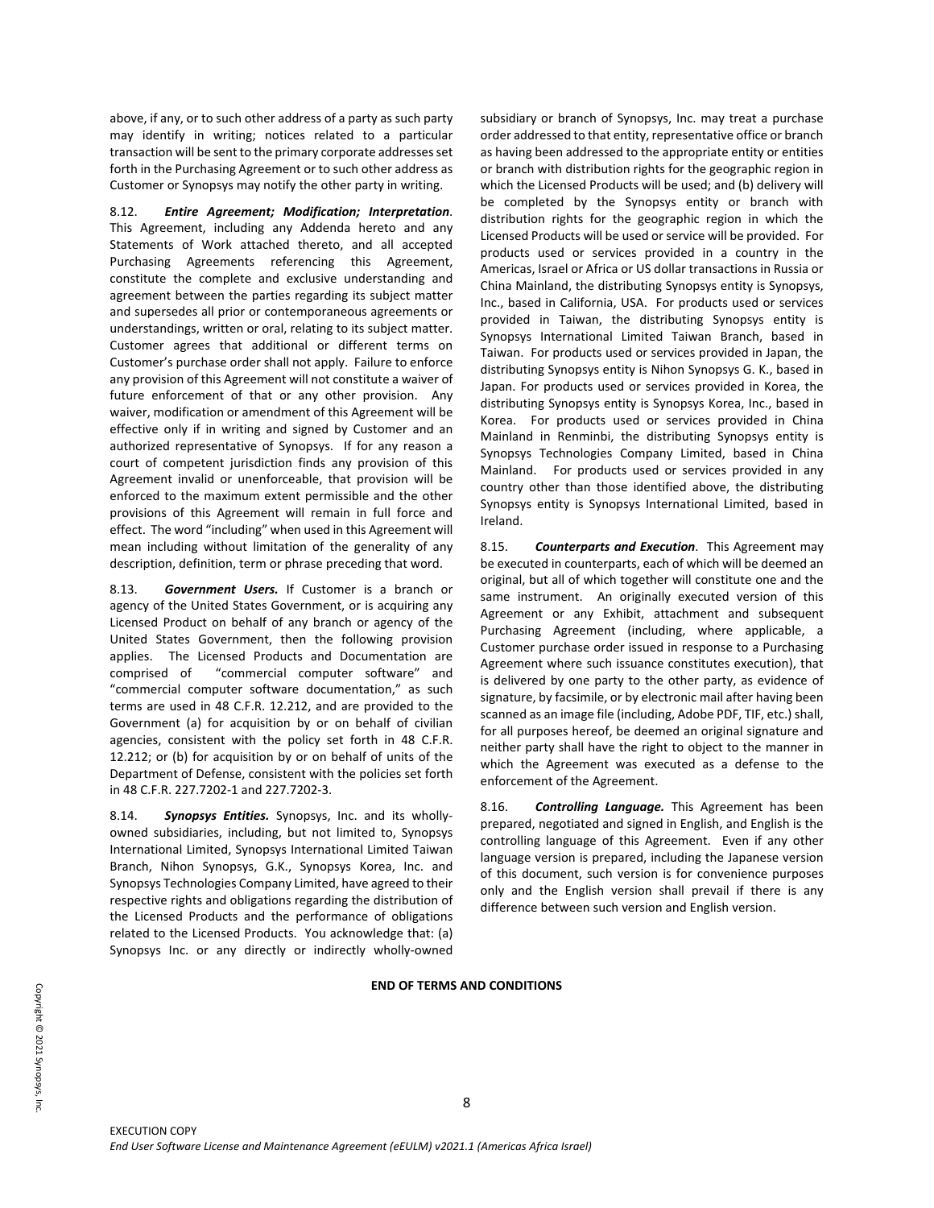above, if any, or to such other address of a party as such party may identify in writing; notices related to a particular transaction will be sent to the primary corporate addresses set forth in the Purchasing Agreement or to such other address as Customer or Synopsys may notify the other party in writing.

8.12. ***Entire Agreement; Modification; Interpretation***. This Agreement, including any Addenda hereto and any Statements of Work attached thereto, and all accepted Purchasing Agreements referencing this Agreement, constitute the complete and exclusive understanding and agreement between the parties regarding its subject matter and supersedes all prior or contemporaneous agreements or understandings, written or oral, relating to its subject matter. Customer agrees that additional or different terms on Customer's purchase order shall not apply. Failure to enforce any provision of this Agreement will not constitute a waiver of future enforcement of that or any other provision. Any waiver, modification or amendment of this Agreement will be effective only if in writing and signed by Customer and an authorized representative of Synopsys. If for any reason a court of competent jurisdiction finds any provision of this Agreement invalid or unenforceable, that provision will be enforced to the maximum extent permissible and the other provisions of this Agreement will remain in full force and effect. The word "including" when used in this Agreement will mean including without limitation of the generality of any description, definition, term or phrase preceding that word.

8.13. ***Government Users.*** If Customer is a branch or agency of the United States Government, or is acquiring any Licensed Product on behalf of any branch or agency of the United States Government, then the following provision applies. The Licensed Products and Documentation are comprised of "commercial computer software" and "commercial computer software documentation," as such terms are used in 48 C.F.R. 12.212, and are provided to the Government (a) for acquisition by or on behalf of civilian agencies, consistent with the policy set forth in 48 C.F.R. 12.212; or (b) for acquisition by or on behalf of units of the Department of Defense, consistent with the policies set forth in 48 C.F.R. 227.7202-1 and 227.7202-3.

8.14. ***Synopsys Entities.*** Synopsys, Inc. and its wholly-owned subsidiaries, including, but not limited to, Synopsys International Limited, Synopsys International Limited Taiwan Branch, Nihon Synopsys, G.K., Synopsys Korea, Inc. and Synopsys Technologies Company Limited, have agreed to their respective rights and obligations regarding the distribution of the Licensed Products and the performance of obligations related to the Licensed Products. You acknowledge that: (a) Synopsys Inc. or any directly or indirectly wholly-owned subsidiary or branch of Synopsys, Inc. may treat a purchase order addressed to that entity, representative office or branch as having been addressed to the appropriate entity or entities or branch with distribution rights for the geographic region in which the Licensed Products will be used; and (b) delivery will be completed by the Synopsys entity or branch with distribution rights for the geographic region in which the Licensed Products will be used or service will be provided. For products used or services provided in a country in the Americas, Israel or Africa or US dollar transactions in Russia or China Mainland, the distributing Synopsys entity is Synopsys, Inc., based in California, USA. For products used or services provided in Taiwan, the distributing Synopsys entity is Synopsys International Limited Taiwan Branch, based in Taiwan. For products used or services provided in Japan, the distributing Synopsys entity is Nihon Synopsys G. K., based in Japan. For products used or services provided in Korea, the distributing Synopsys entity is Synopsys Korea, Inc., based in Korea. For products used or services provided in China Mainland in Renminbi, the distributing Synopsys entity is Synopsys Technologies Company Limited, based in China Mainland. For products used or services provided in any country other than those identified above, the distributing Synopsys entity is Synopsys International Limited, based in Ireland.

8.15. ***Counterparts and Execution***. This Agreement may be executed in counterparts, each of which will be deemed an original, but all of which together will constitute one and the same instrument. An originally executed version of this Agreement or any Exhibit, attachment and subsequent Purchasing Agreement (including, where applicable, a Customer purchase order issued in response to a Purchasing Agreement where such issuance constitutes execution), that is delivered by one party to the other party, as evidence of signature, by facsimile, or by electronic mail after having been scanned as an image file (including, Adobe PDF, TIF, etc.) shall, for all purposes hereof, be deemed an original signature and neither party shall have the right to object to the manner in which the Agreement was executed as a defense to the enforcement of the Agreement.

8.16. ***Controlling Language.*** This Agreement has been prepared, negotiated and signed in English, and English is the controlling language of this Agreement. Even if any other language version is prepared, including the Japanese version of this document, such version is for convenience purposes only and the English version shall prevail if there is any difference between such version and English version.

**END OF TERMS AND CONDITIONS**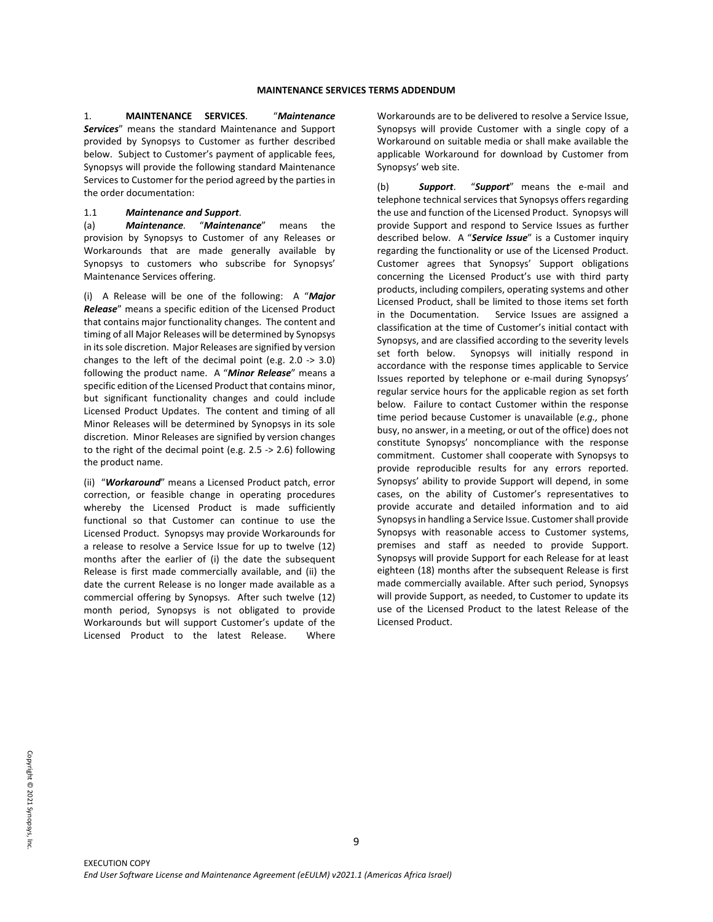## MAINTENANCE SERVICES TERMS ADDENDUM

1. **MAINTENANCE SERVICES**. "***Maintenance Services***" means the standard Maintenance and Support provided by Synopsys to Customer as further described below. Subject to Customer's payment of applicable fees, Synopsys will provide the following standard Maintenance Services to Customer for the period agreed by the parties in the order documentation:

1.1 ***Maintenance and Support***.

(a) ***Maintenance***. "***Maintenance***" means the provision by Synopsys to Customer of any Releases or Workarounds that are made generally available by Synopsys to customers who subscribe for Synopsys' Maintenance Services offering.

(i) A Release will be one of the following: A "***Major Release***" means a specific edition of the Licensed Product that contains major functionality changes. The content and timing of all Major Releases will be determined by Synopsys in its sole discretion. Major Releases are signified by version changes to the left of the decimal point (e.g. 2.0 -> 3.0) following the product name. A "***Minor Release***" means a specific edition of the Licensed Product that contains minor, but significant functionality changes and could include Licensed Product Updates. The content and timing of all Minor Releases will be determined by Synopsys in its sole discretion. Minor Releases are signified by version changes to the right of the decimal point (e.g. 2.5 -> 2.6) following the product name.

(ii) "***Workaround***" means a Licensed Product patch, error correction, or feasible change in operating procedures whereby the Licensed Product is made sufficiently functional so that Customer can continue to use the Licensed Product. Synopsys may provide Workarounds for a release to resolve a Service Issue for up to twelve (12) months after the earlier of (i) the date the subsequent Release is first made commercially available, and (ii) the date the current Release is no longer made available as a commercial offering by Synopsys. After such twelve (12) month period, Synopsys is not obligated to provide Workarounds but will support Customer's update of the Licensed Product to the latest Release. Where Workarounds are to be delivered to resolve a Service Issue, Synopsys will provide Customer with a single copy of a Workaround on suitable media or shall make available the applicable Workaround for download by Customer from Synopsys' web site.

(b) ***Support***. "***Support***" means the e-mail and telephone technical services that Synopsys offers regarding the use and function of the Licensed Product. Synopsys will provide Support and respond to Service Issues as further described below. A "***Service Issue***" is a Customer inquiry regarding the functionality or use of the Licensed Product. Customer agrees that Synopsys' Support obligations concerning the Licensed Product's use with third party products, including compilers, operating systems and other Licensed Product, shall be limited to those items set forth in the Documentation. Service Issues are assigned a classification at the time of Customer's initial contact with Synopsys, and are classified according to the severity levels set forth below. Synopsys will initially respond in accordance with the response times applicable to Service Issues reported by telephone or e-mail during Synopsys' regular service hours for the applicable region as set forth below. Failure to contact Customer within the response time period because Customer is unavailable (*e.g.,* phone busy, no answer, in a meeting, or out of the office) does not constitute Synopsys' noncompliance with the response commitment. Customer shall cooperate with Synopsys to provide reproducible results for any errors reported. Synopsys' ability to provide Support will depend, in some cases, on the ability of Customer's representatives to provide accurate and detailed information and to aid Synopsys in handling a Service Issue. Customer shall provide Synopsys with reasonable access to Customer systems, premises and staff as needed to provide Support. Synopsys will provide Support for each Release for at least eighteen (18) months after the subsequent Release is first made commercially available. After such period, Synopsys will provide Support, as needed, to Customer to update its use of the Licensed Product to the latest Release of the Licensed Product.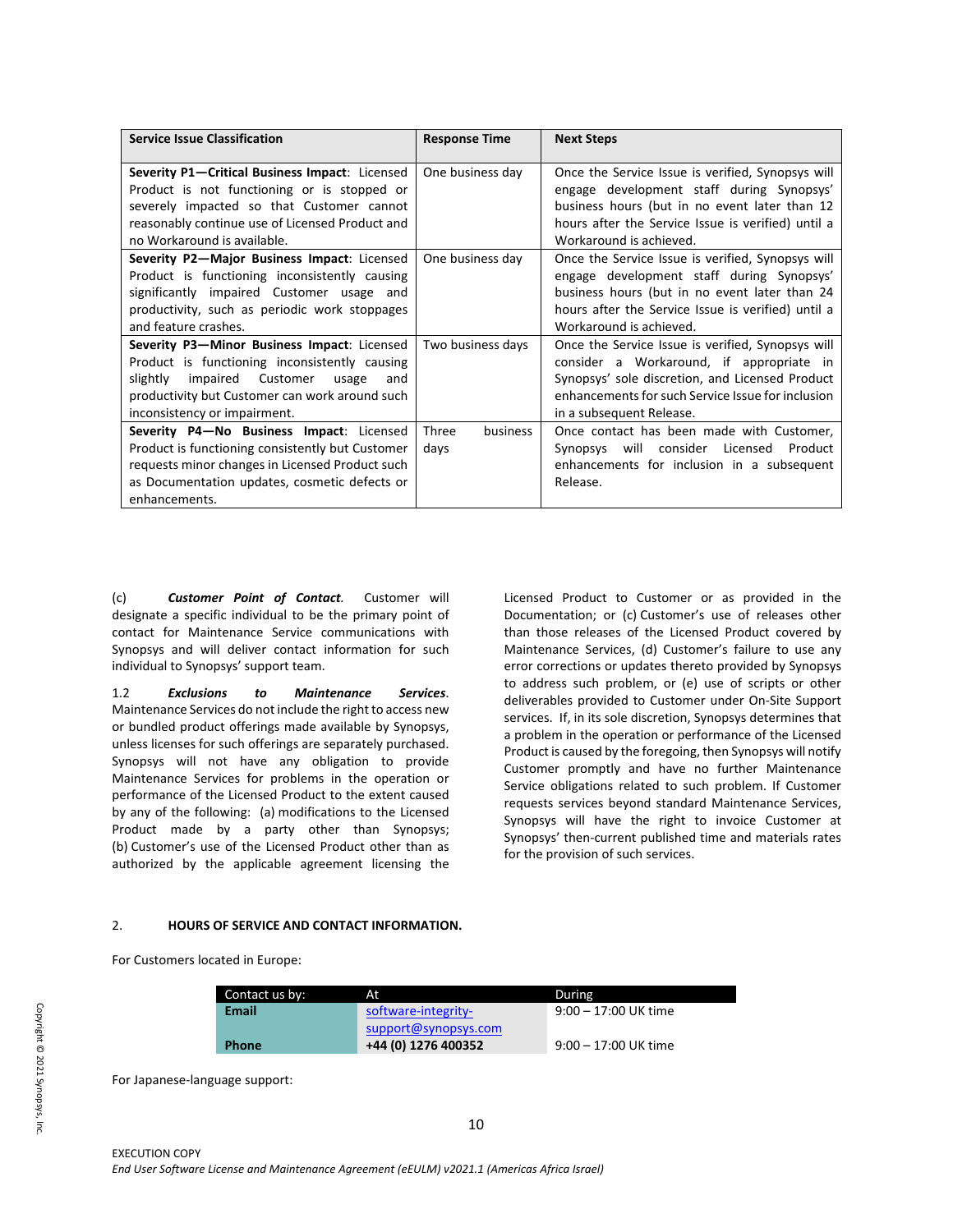| Service Issue Classification | Response Time | Next Steps |
|---|---|---|
| **Severity P1—Critical Business Impact**: Licensed Product is not functioning or is stopped or severely impacted so that Customer cannot reasonably continue use of Licensed Product and no Workaround is available. | One business day | Once the Service Issue is verified, Synopsys will engage development staff during Synopsys' business hours (but in no event later than 12 hours after the Service Issue is verified) until a Workaround is achieved. |
| **Severity P2—Major Business Impact**: Licensed Product is functioning inconsistently causing significantly impaired Customer usage and productivity, such as periodic work stoppages and feature crashes. | One business day | Once the Service Issue is verified, Synopsys will engage development staff during Synopsys' business hours (but in no event later than 24 hours after the Service Issue is verified) until a Workaround is achieved. |
| **Severity P3—Minor Business Impact**: Licensed Product is functioning inconsistently causing slightly impaired Customer usage and productivity but Customer can work around such inconsistency or impairment. | Two business days | Once the Service Issue is verified, Synopsys will consider a Workaround, if appropriate in Synopsys' sole discretion, and Licensed Product enhancements for such Service Issue for inclusion in a subsequent Release. |
| **Severity P4—No Business Impact**: Licensed Product is functioning consistently but Customer requests minor changes in Licensed Product such as Documentation updates, cosmetic defects or enhancements. | Three business days | Once contact has been made with Customer, Synopsys will consider Licensed Product enhancements for inclusion in a subsequent Release. |

(c) ***Customer Point of Contact.*** Customer will designate a specific individual to be the primary point of contact for Maintenance Service communications with Synopsys and will deliver contact information for such individual to Synopsys' support team.

1.2 ***Exclusions to Maintenance Services.*** Maintenance Services do not include the right to access new or bundled product offerings made available by Synopsys, unless licenses for such offerings are separately purchased. Synopsys will not have any obligation to provide Maintenance Services for problems in the operation or performance of the Licensed Product to the extent caused by any of the following: (a) modifications to the Licensed Product made by a party other than Synopsys; (b) Customer's use of the Licensed Product other than as authorized by the applicable agreement licensing the Licensed Product to Customer or as provided in the Documentation; or (c) Customer's use of releases other than those releases of the Licensed Product covered by Maintenance Services, (d) Customer's failure to use any error corrections or updates thereto provided by Synopsys to address such problem, or (e) use of scripts or other deliverables provided to Customer under On-Site Support services. If, in its sole discretion, Synopsys determines that a problem in the operation or performance of the Licensed Product is caused by the foregoing, then Synopsys will notify Customer promptly and have no further Maintenance Service obligations related to such problem. If Customer requests services beyond standard Maintenance Services, Synopsys will have the right to invoice Customer at Synopsys' then-current published time and materials rates for the provision of such services.

2. **HOURS OF SERVICE AND CONTACT INFORMATION.**

For Customers located in Europe:

| Contact us by: | At | During |
|---|---|---|
| **Email** | software-integrity-support@synopsys.com | 9:00 – 17:00 UK time |
| **Phone** | **+44 (0) 1276 400352** | 9:00 – 17:00 UK time |

For Japanese-language support: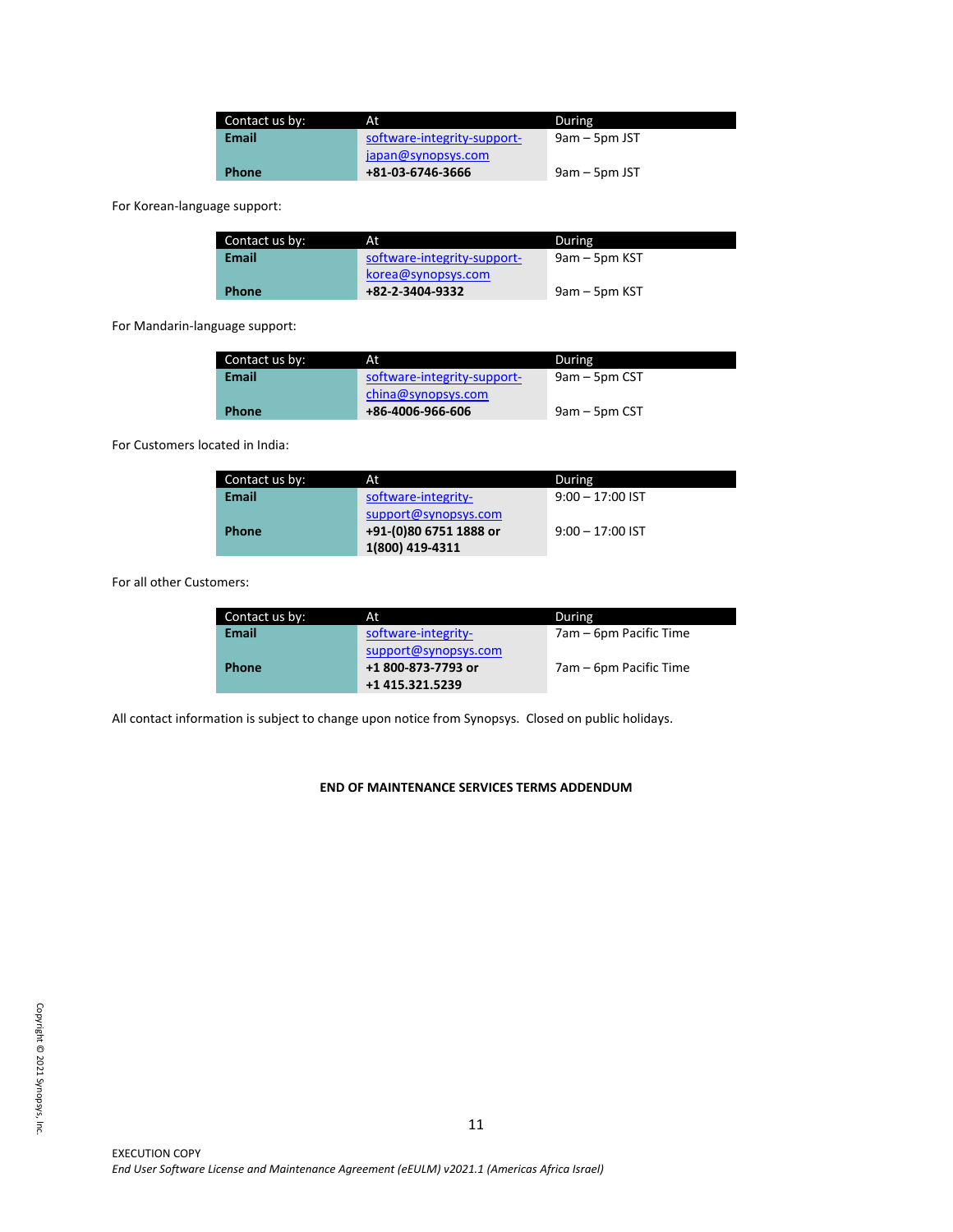| Contact us by: | At | During |
|---|---|---|
| **Email** | software-integrity-support-japan@synopsys.com | 9am – 5pm JST |
| **Phone** | **+81-03-6746-3666** | 9am – 5pm JST |

For Korean-language support:

| Contact us by: | At | During |
|---|---|---|
| **Email** | software-integrity-support-korea@synopsys.com | 9am – 5pm KST |
| **Phone** | **+82-2-3404-9332** | 9am – 5pm KST |

For Mandarin-language support:

| Contact us by: | At | During |
|---|---|---|
| **Email** | software-integrity-support-china@synopsys.com | 9am – 5pm CST |
| **Phone** | **+86-4006-966-606** | 9am – 5pm CST |

For Customers located in India:

| Contact us by: | At | During |
|---|---|---|
| **Email** | software-integrity-support@synopsys.com | 9:00 – 17:00 IST |
| **Phone** | **+91-(0)80 6751 1888 or 1(800) 419-4311** | 9:00 – 17:00 IST |

For all other Customers:

| Contact us by: | At | During |
|---|---|---|
| **Email** | software-integrity-support@synopsys.com | 7am – 6pm Pacific Time |
| **Phone** | **+1 800-873-7793 or +1 415.321.5239** | 7am – 6pm Pacific Time |

All contact information is subject to change upon notice from Synopsys. Closed on public holidays.

**END OF MAINTENANCE SERVICES TERMS ADDENDUM**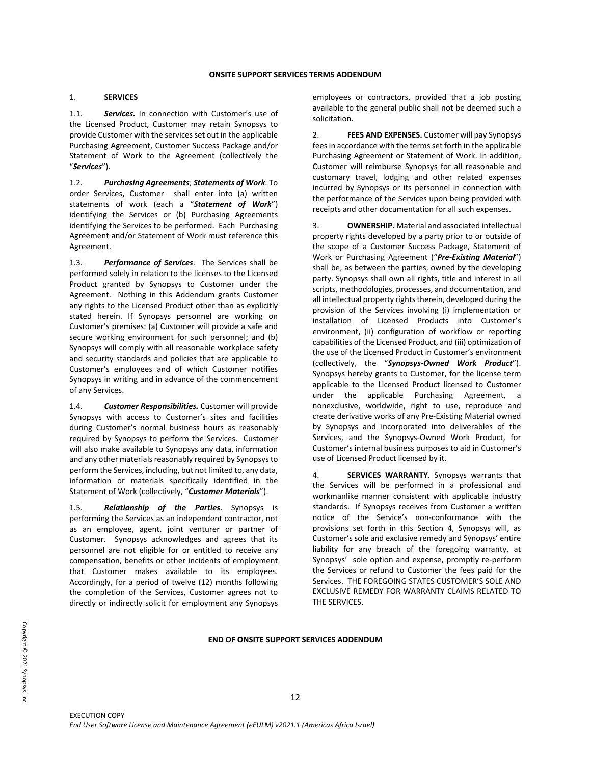**ONSITE SUPPORT SERVICES TERMS ADDENDUM**

1. **SERVICES**

1.1. ***Services.*** In connection with Customer's use of the Licensed Product, Customer may retain Synopsys to provide Customer with the services set out in the applicable Purchasing Agreement, Customer Success Package and/or Statement of Work to the Agreement (collectively the "***Services***").

1.2. ***Purchasing Agreements*; *Statements of Work*.** To order Services, Customer shall enter into (a) written statements of work (each a "***Statement of Work***") identifying the Services or (b) Purchasing Agreements identifying the Services to be performed. Each Purchasing Agreement and/or Statement of Work must reference this Agreement.

1.3. ***Performance of Services***. The Services shall be performed solely in relation to the licenses to the Licensed Product granted by Synopsys to Customer under the Agreement. Nothing in this Addendum grants Customer any rights to the Licensed Product other than as explicitly stated herein. If Synopsys personnel are working on Customer's premises: (a) Customer will provide a safe and secure working environment for such personnel; and (b) Synopsys will comply with all reasonable workplace safety and security standards and policies that are applicable to Customer's employees and of which Customer notifies Synopsys in writing and in advance of the commencement of any Services.

1.4. ***Customer Responsibilities.*** Customer will provide Synopsys with access to Customer's sites and facilities during Customer's normal business hours as reasonably required by Synopsys to perform the Services. Customer will also make available to Synopsys any data, information and any other materials reasonably required by Synopsys to perform the Services, including, but not limited to, any data, information or materials specifically identified in the Statement of Work (collectively, "***Customer Materials***").

1.5. ***Relationship of the Parties***. Synopsys is performing the Services as an independent contractor, not as an employee, agent, joint venturer or partner of Customer. Synopsys acknowledges and agrees that its personnel are not eligible for or entitled to receive any compensation, benefits or other incidents of employment that Customer makes available to its employees. Accordingly, for a period of twelve (12) months following the completion of the Services, Customer agrees not to directly or indirectly solicit for employment any Synopsys employees or contractors, provided that a job posting available to the general public shall not be deemed such a solicitation.

2. **FEES AND EXPENSES.** Customer will pay Synopsys fees in accordance with the terms set forth in the applicable Purchasing Agreement or Statement of Work. In addition, Customer will reimburse Synopsys for all reasonable and customary travel, lodging and other related expenses incurred by Synopsys or its personnel in connection with the performance of the Services upon being provided with receipts and other documentation for all such expenses.

3. **OWNERSHIP.** Material and associated intellectual property rights developed by a party prior to or outside of the scope of a Customer Success Package, Statement of Work or Purchasing Agreement ("***Pre-Existing Material***") shall be, as between the parties, owned by the developing party. Synopsys shall own all rights, title and interest in all scripts, methodologies, processes, and documentation, and all intellectual property rights therein, developed during the provision of the Services involving (i) implementation or installation of Licensed Products into Customer's environment, (ii) configuration of workflow or reporting capabilities of the Licensed Product, and (iii) optimization of the use of the Licensed Product in Customer's environment (collectively, the "***Synopsys-Owned Work Product***"). Synopsys hereby grants to Customer, for the license term applicable to the Licensed Product licensed to Customer under the applicable Purchasing Agreement, a nonexclusive, worldwide, right to use, reproduce and create derivative works of any Pre-Existing Material owned by Synopsys and incorporated into deliverables of the Services, and the Synopsys-Owned Work Product, for Customer's internal business purposes to aid in Customer's use of Licensed Product licensed by it.

4. **SERVICES WARRANTY**. Synopsys warrants that the Services will be performed in a professional and workmanlike manner consistent with applicable industry standards. If Synopsys receives from Customer a written notice of the Service's non-conformance with the provisions set forth in this Section 4, Synopsys will, as Customer's sole and exclusive remedy and Synopsys' entire liability for any breach of the foregoing warranty, at Synopsys' sole option and expense, promptly re-perform the Services or refund to Customer the fees paid for the Services. THE FOREGOING STATES CUSTOMER'S SOLE AND EXCLUSIVE REMEDY FOR WARRANTY CLAIMS RELATED TO THE SERVICES.

**END OF ONSITE SUPPORT SERVICES ADDENDUM**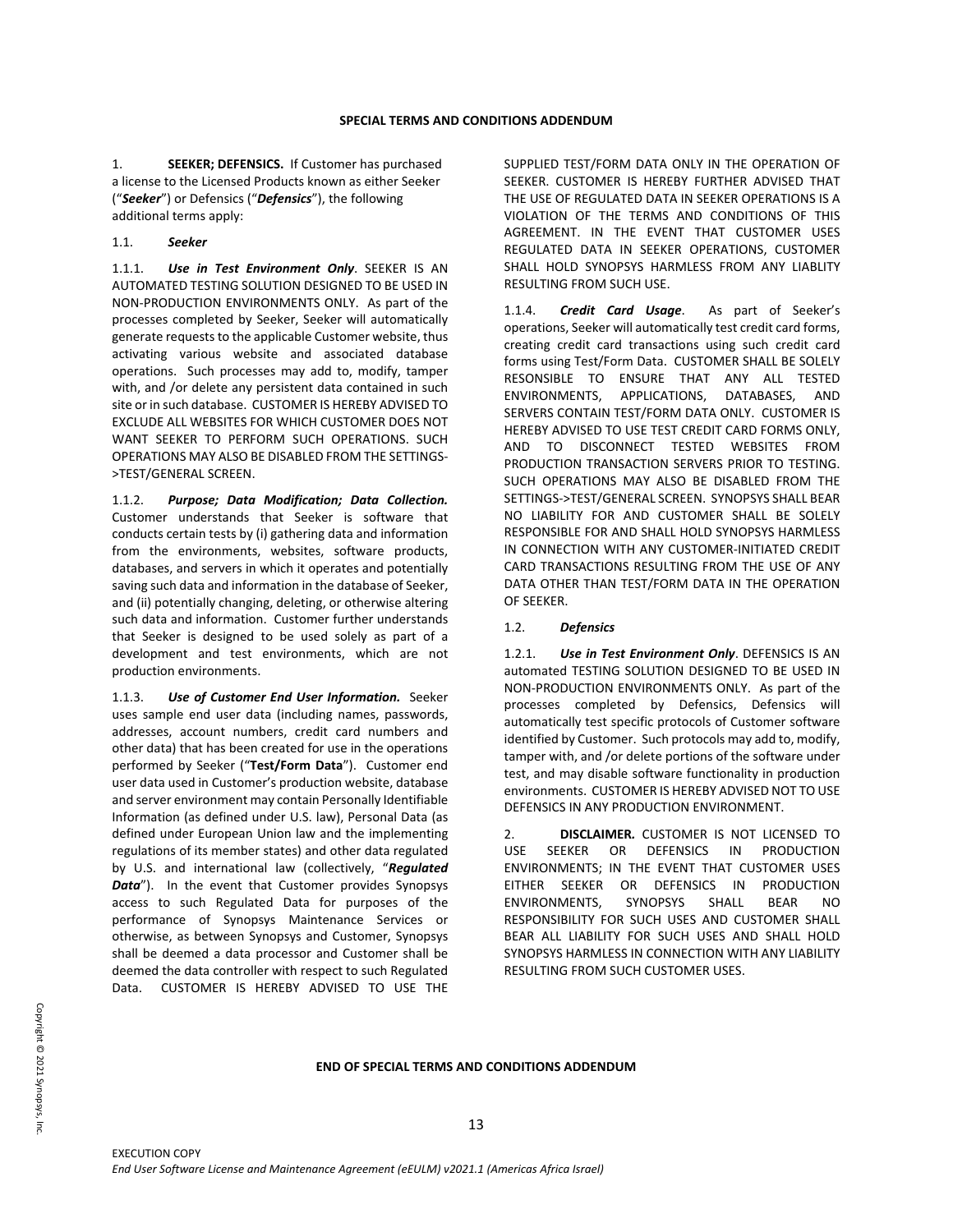## SPECIAL TERMS AND CONDITIONS ADDENDUM

1. **SEEKER; DEFENSICS.** If Customer has purchased a license to the Licensed Products known as either Seeker ("***Seeker***") or Defensics ("***Defensics***"), the following additional terms apply:

1.1. ***Seeker***

1.1.1. ***Use in Test Environment Only***. SEEKER IS AN AUTOMATED TESTING SOLUTION DESIGNED TO BE USED IN NON-PRODUCTION ENVIRONMENTS ONLY. As part of the processes completed by Seeker, Seeker will automatically generate requests to the applicable Customer website, thus activating various website and associated database operations. Such processes may add to, modify, tamper with, and /or delete any persistent data contained in such site or in such database. CUSTOMER IS HEREBY ADVISED TO EXCLUDE ALL WEBSITES FOR WHICH CUSTOMER DOES NOT WANT SEEKER TO PERFORM SUCH OPERATIONS. SUCH OPERATIONS MAY ALSO BE DISABLED FROM THE SETTINGS->TEST/GENERAL SCREEN.

1.1.2. ***Purpose; Data Modification; Data Collection.*** Customer understands that Seeker is software that conducts certain tests by (i) gathering data and information from the environments, websites, software products, databases, and servers in which it operates and potentially saving such data and information in the database of Seeker, and (ii) potentially changing, deleting, or otherwise altering such data and information. Customer further understands that Seeker is designed to be used solely as part of a development and test environments, which are not production environments.

1.1.3. ***Use of Customer End User Information.*** Seeker uses sample end user data (including names, passwords, addresses, account numbers, credit card numbers and other data) that has been created for use in the operations performed by Seeker ("**Test/Form Data**"). Customer end user data used in Customer's production website, database and server environment may contain Personally Identifiable Information (as defined under U.S. law), Personal Data (as defined under European Union law and the implementing regulations of its member states) and other data regulated by U.S. and international law (collectively, "***Regulated Data***"). In the event that Customer provides Synopsys access to such Regulated Data for purposes of the performance of Synopsys Maintenance Services or otherwise, as between Synopsys and Customer, Synopsys shall be deemed a data processor and Customer shall be deemed the data controller with respect to such Regulated Data. CUSTOMER IS HEREBY ADVISED TO USE THE SUPPLIED TEST/FORM DATA ONLY IN THE OPERATION OF SEEKER. CUSTOMER IS HEREBY FURTHER ADVISED THAT THE USE OF REGULATED DATA IN SEEKER OPERATIONS IS A VIOLATION OF THE TERMS AND CONDITIONS OF THIS AGREEMENT. IN THE EVENT THAT CUSTOMER USES REGULATED DATA IN SEEKER OPERATIONS, CUSTOMER SHALL HOLD SYNOPSYS HARMLESS FROM ANY LIABLITY RESULTING FROM SUCH USE.

1.1.4. ***Credit Card Usage***. As part of Seeker's operations, Seeker will automatically test credit card forms, creating credit card transactions using such credit card forms using Test/Form Data. CUSTOMER SHALL BE SOLELY RESONSIBLE TO ENSURE THAT ANY ALL TESTED ENVIRONMENTS, APPLICATIONS, DATABASES, AND SERVERS CONTAIN TEST/FORM DATA ONLY. CUSTOMER IS HEREBY ADVISED TO USE TEST CREDIT CARD FORMS ONLY, AND TO DISCONNECT TESTED WEBSITES FROM PRODUCTION TRANSACTION SERVERS PRIOR TO TESTING. SUCH OPERATIONS MAY ALSO BE DISABLED FROM THE SETTINGS->TEST/GENERAL SCREEN. SYNOPSYS SHALL BEAR NO LIABILITY FOR AND CUSTOMER SHALL BE SOLELY RESPONSIBLE FOR AND SHALL HOLD SYNOPSYS HARMLESS IN CONNECTION WITH ANY CUSTOMER-INITIATED CREDIT CARD TRANSACTIONS RESULTING FROM THE USE OF ANY DATA OTHER THAN TEST/FORM DATA IN THE OPERATION OF SEEKER.

1.2. ***Defensics***

1.2.1. ***Use in Test Environment Only***. DEFENSICS IS AN automated TESTING SOLUTION DESIGNED TO BE USED IN NON-PRODUCTION ENVIRONMENTS ONLY. As part of the processes completed by Defensics, Defensics will automatically test specific protocols of Customer software identified by Customer. Such protocols may add to, modify, tamper with, and /or delete portions of the software under test, and may disable software functionality in production environments. CUSTOMER IS HEREBY ADVISED NOT TO USE DEFENSICS IN ANY PRODUCTION ENVIRONMENT.

2. **DISCLAIMER.** CUSTOMER IS NOT LICENSED TO USE SEEKER OR DEFENSICS IN PRODUCTION ENVIRONMENTS; IN THE EVENT THAT CUSTOMER USES EITHER SEEKER OR DEFENSICS IN PRODUCTION ENVIRONMENTS, SYNOPSYS SHALL BEAR NO RESPONSIBILITY FOR SUCH USES AND CUSTOMER SHALL BEAR ALL LIABILITY FOR SUCH USES AND SHALL HOLD SYNOPSYS HARMLESS IN CONNECTION WITH ANY LIABILITY RESULTING FROM SUCH CUSTOMER USES.

**END OF SPECIAL TERMS AND CONDITIONS ADDENDUM**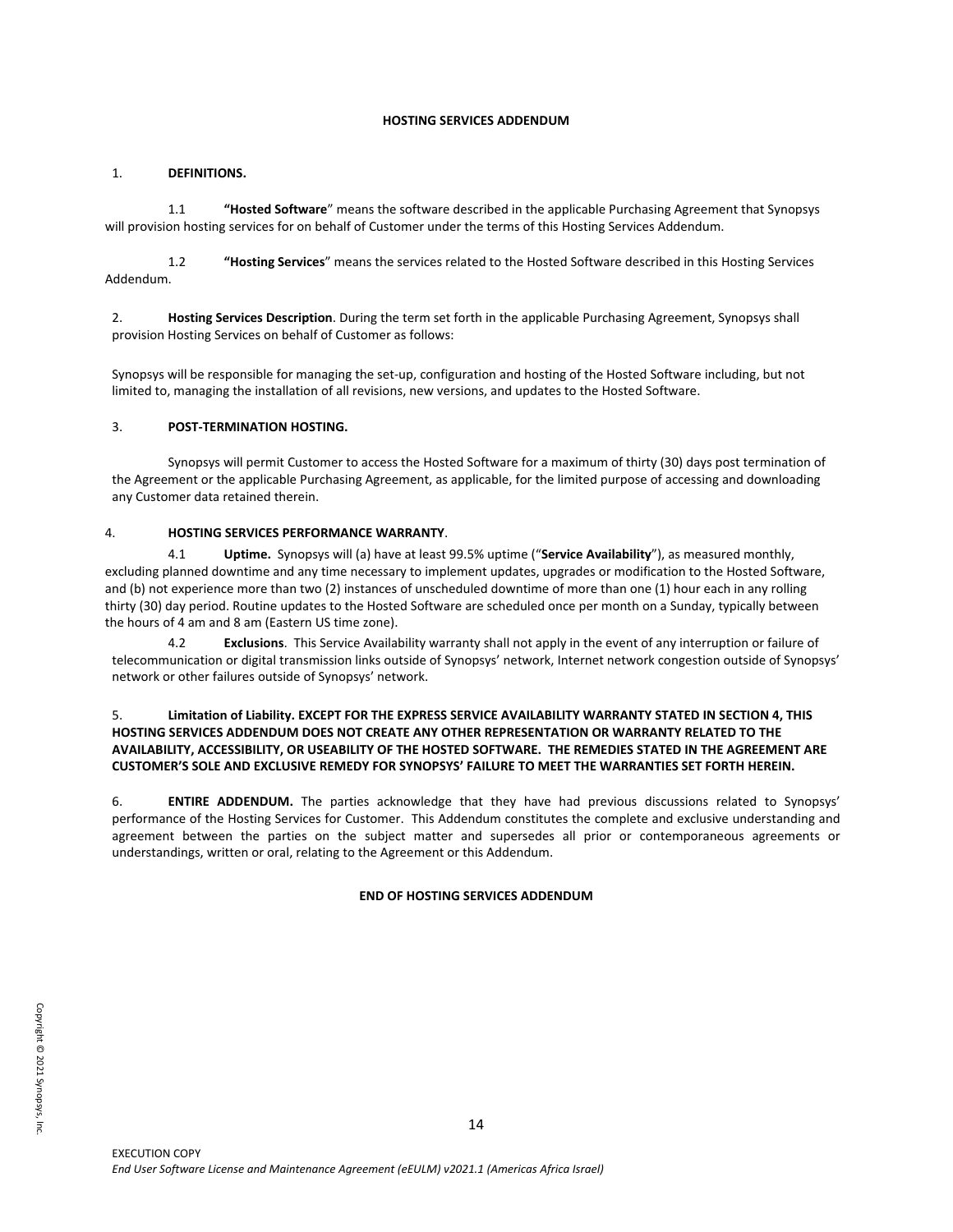# HOSTING SERVICES ADDENDUM

1. **DEFINITIONS.**

1.1 **"Hosted Software**" means the software described in the applicable Purchasing Agreement that Synopsys will provision hosting services for on behalf of Customer under the terms of this Hosting Services Addendum.

1.2 **"Hosting Services**" means the services related to the Hosted Software described in this Hosting Services Addendum.

2. **Hosting Services Description**. During the term set forth in the applicable Purchasing Agreement, Synopsys shall provision Hosting Services on behalf of Customer as follows:

Synopsys will be responsible for managing the set-up, configuration and hosting of the Hosted Software including, but not limited to, managing the installation of all revisions, new versions, and updates to the Hosted Software.

3. **POST-TERMINATION HOSTING.**

Synopsys will permit Customer to access the Hosted Software for a maximum of thirty (30) days post termination of the Agreement or the applicable Purchasing Agreement, as applicable, for the limited purpose of accessing and downloading any Customer data retained therein.

4. **HOSTING SERVICES PERFORMANCE WARRANTY**.

4.1 **Uptime.** Synopsys will (a) have at least 99.5% uptime ("**Service Availability**"), as measured monthly, excluding planned downtime and any time necessary to implement updates, upgrades or modification to the Hosted Software, and (b) not experience more than two (2) instances of unscheduled downtime of more than one (1) hour each in any rolling thirty (30) day period. Routine updates to the Hosted Software are scheduled once per month on a Sunday, typically between the hours of 4 am and 8 am (Eastern US time zone).

4.2 **Exclusions**. This Service Availability warranty shall not apply in the event of any interruption or failure of telecommunication or digital transmission links outside of Synopsys' network, Internet network congestion outside of Synopsys' network or other failures outside of Synopsys' network.

5. **Limitation of Liability. EXCEPT FOR THE EXPRESS SERVICE AVAILABILITY WARRANTY STATED IN SECTION 4, THIS HOSTING SERVICES ADDENDUM DOES NOT CREATE ANY OTHER REPRESENTATION OR WARRANTY RELATED TO THE AVAILABILITY, ACCESSIBILITY, OR USEABILITY OF THE HOSTED SOFTWARE. THE REMEDIES STATED IN THE AGREEMENT ARE CUSTOMER'S SOLE AND EXCLUSIVE REMEDY FOR SYNOPSYS' FAILURE TO MEET THE WARRANTIES SET FORTH HEREIN.**

6. **ENTIRE ADDENDUM.** The parties acknowledge that they have had previous discussions related to Synopsys' performance of the Hosting Services for Customer. This Addendum constitutes the complete and exclusive understanding and agreement between the parties on the subject matter and supersedes all prior or contemporaneous agreements or understandings, written or oral, relating to the Agreement or this Addendum.

**END OF HOSTING SERVICES ADDENDUM**